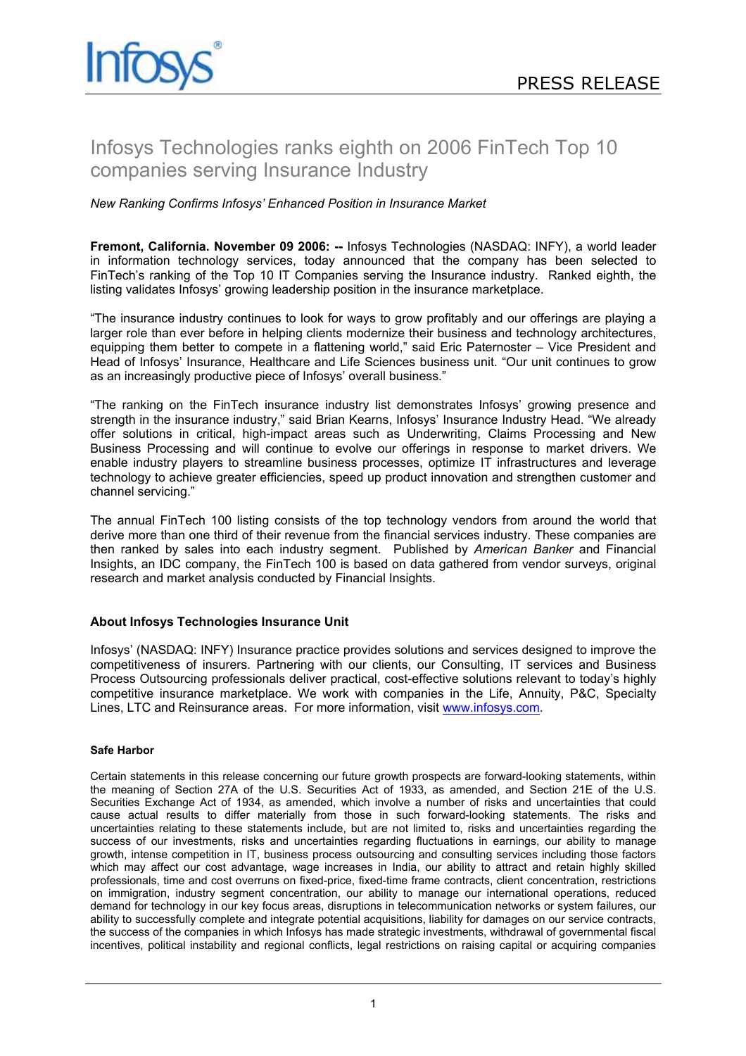PRESS RELEASE

# Infosys Technologies ranks eighth on 2006 FinTech Top 10 companies serving Insurance Industry

*New Ranking Confirms Infosys' Enhanced Position in Insurance Market*

**Fremont, California. November 09 2006: --** Infosys Technologies (NASDAQ: INFY), a world leader in information technology services, today announced that the company has been selected to FinTech's ranking of the Top 10 IT Companies serving the Insurance industry. Ranked eighth, the listing validates Infosys' growing leadership position in the insurance marketplace.

"The insurance industry continues to look for ways to grow profitably and our offerings are playing a larger role than ever before in helping clients modernize their business and technology architectures, equipping them better to compete in a flattening world," said Eric Paternoster – Vice President and Head of Infosys' Insurance, Healthcare and Life Sciences business unit. "Our unit continues to grow as an increasingly productive piece of Infosys' overall business."

"The ranking on the FinTech insurance industry list demonstrates Infosys' growing presence and strength in the insurance industry," said Brian Kearns, Infosys' Insurance Industry Head. "We already offer solutions in critical, high-impact areas such as Underwriting, Claims Processing and New Business Processing and will continue to evolve our offerings in response to market drivers. We enable industry players to streamline business processes, optimize IT infrastructures and leverage technology to achieve greater efficiencies, speed up product innovation and strengthen customer and channel servicing."

The annual FinTech 100 listing consists of the top technology vendors from around the world that derive more than one third of their revenue from the financial services industry. These companies are then ranked by sales into each industry segment. Published by *American Banker* and Financial Insights, an IDC company, the FinTech 100 is based on data gathered from vendor surveys, original research and market analysis conducted by Financial Insights.

### About Infosys Technologies Insurance Unit

Infosys' (NASDAQ: INFY) Insurance practice provides solutions and services designed to improve the competitiveness of insurers. Partnering with our clients, our Consulting, IT services and Business Process Outsourcing professionals deliver practical, cost-effective solutions relevant to today's highly competitive insurance marketplace. We work with companies in the Life, Annuity, P&C, Specialty Lines, LTC and Reinsurance areas. For more information, visit www.infosys.com.

#### Safe Harbor

Certain statements in this release concerning our future growth prospects are forward-looking statements, within the meaning of Section 27A of the U.S. Securities Act of 1933, as amended, and Section 21E of the U.S. Securities Exchange Act of 1934, as amended, which involve a number of risks and uncertainties that could cause actual results to differ materially from those in such forward-looking statements. The risks and uncertainties relating to these statements include, but are not limited to, risks and uncertainties regarding the success of our investments, risks and uncertainties regarding fluctuations in earnings, our ability to manage growth, intense competition in IT, business process outsourcing and consulting services including those factors which may affect our cost advantage, wage increases in India, our ability to attract and retain highly skilled professionals, time and cost overruns on fixed-price, fixed-time frame contracts, client concentration, restrictions on immigration, industry segment concentration, our ability to manage our international operations, reduced demand for technology in our key focus areas, disruptions in telecommunication networks or system failures, our ability to successfully complete and integrate potential acquisitions, liability for damages on our service contracts, the success of the companies in which Infosys has made strategic investments, withdrawal of governmental fiscal incentives, political instability and regional conflicts, legal restrictions on raising capital or acquiring companies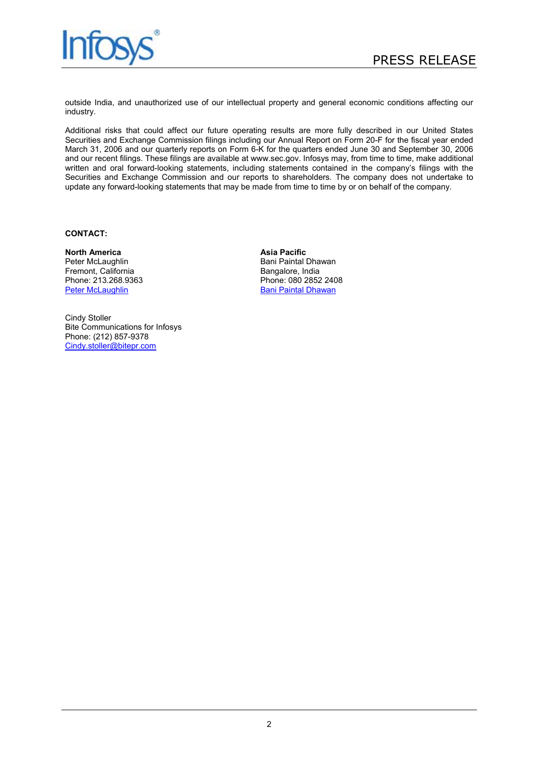outside India, and unauthorized use of our intellectual property and general economic conditions affecting our industry.

Additional risks that could affect our future operating results are more fully described in our United States Securities and Exchange Commission filings including our Annual Report on Form 20-F for the fiscal year ended March 31, 2006 and our quarterly reports on Form 6-K for the quarters ended June 30 and September 30, 2006 and our recent filings. These filings are available at www.sec.gov. Infosys may, from time to time, make additional written and oral forward-looking statements, including statements contained in the company's filings with the Securities and Exchange Commission and our reports to shareholders. The company does not undertake to update any forward-looking statements that may be made from time to time by or on behalf of the company.

**CONTACT:**

**North America**
Peter McLaughlin
Fremont, California
Phone: 213.268.9363
Peter McLaughlin

**Asia Pacific**
Bani Paintal Dhawan
Bangalore, India
Phone: 080 2852 2408
Bani Paintal Dhawan

Cindy Stoller
Bite Communications for Infosys
Phone: (212) 857-9378
Cindy.stoller@bitepr.com